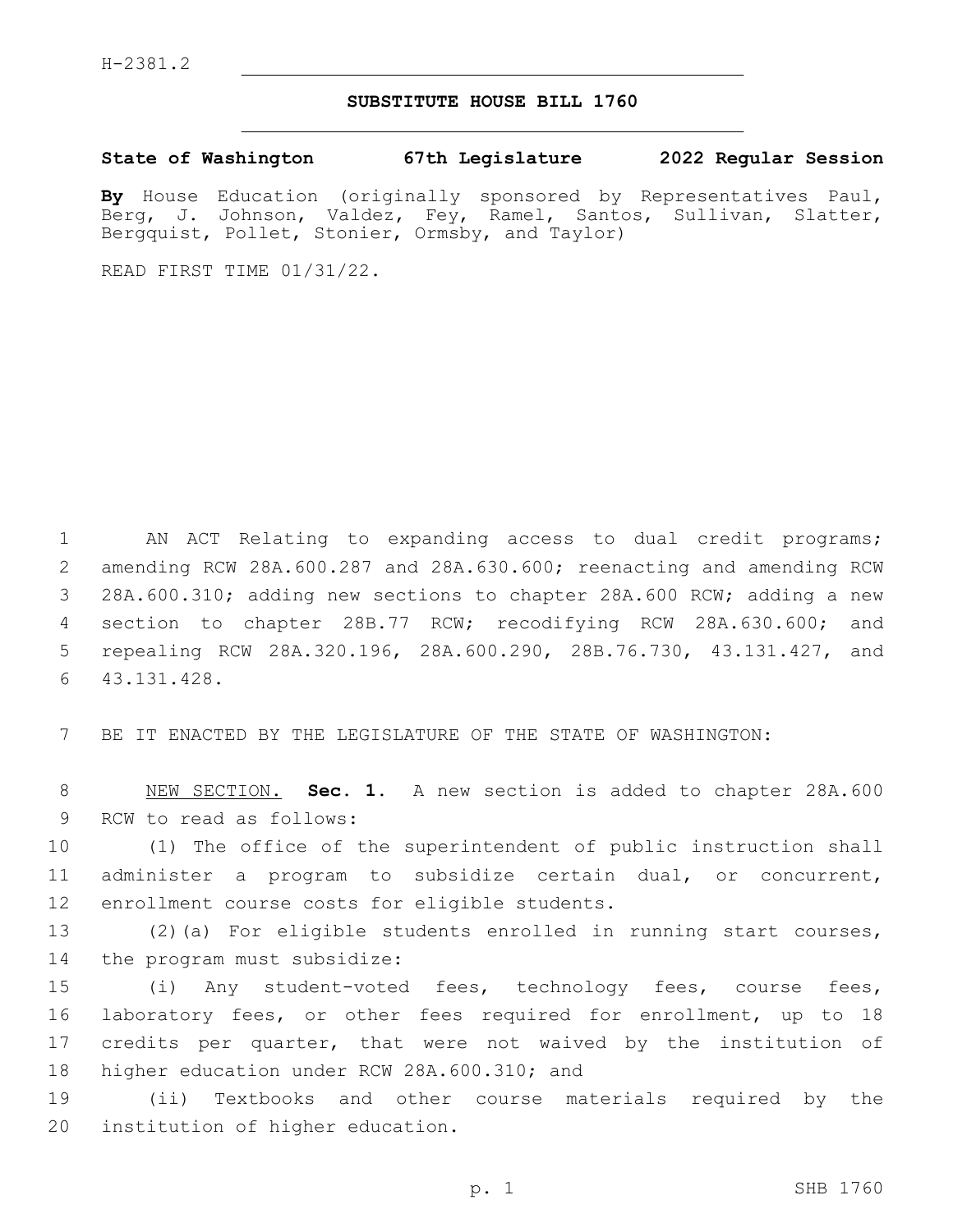H-2381.2

# SUBSTITUTE HOUSE BILL 1760

**State of Washington 67th Legislature 2022 Regular Session**

**By** House Education (originally sponsored by Representatives Paul, Berg, J. Johnson, Valdez, Fey, Ramel, Santos, Sullivan, Slatter, Bergquist, Pollet, Stonier, Ormsby, and Taylor)

READ FIRST TIME 01/31/22.

AN ACT Relating to expanding access to dual credit programs; amending RCW 28A.600.287 and 28A.630.600; reenacting and amending RCW 28A.600.310; adding new sections to chapter 28A.600 RCW; adding a new section to chapter 28B.77 RCW; recodifying RCW 28A.630.600; and repealing RCW 28A.320.196, 28A.600.290, 28B.76.730, 43.131.427, and 43.131.428.

BE IT ENACTED BY THE LEGISLATURE OF THE STATE OF WASHINGTON:

NEW SECTION. **Sec. 1.** A new section is added to chapter 28A.600 RCW to read as follows:

(1) The office of the superintendent of public instruction shall administer a program to subsidize certain dual, or concurrent, enrollment course costs for eligible students.

(2)(a) For eligible students enrolled in running start courses, the program must subsidize:

(i) Any student-voted fees, technology fees, course fees, laboratory fees, or other fees required for enrollment, up to 18 credits per quarter, that were not waived by the institution of higher education under RCW 28A.600.310; and

(ii) Textbooks and other course materials required by the institution of higher education.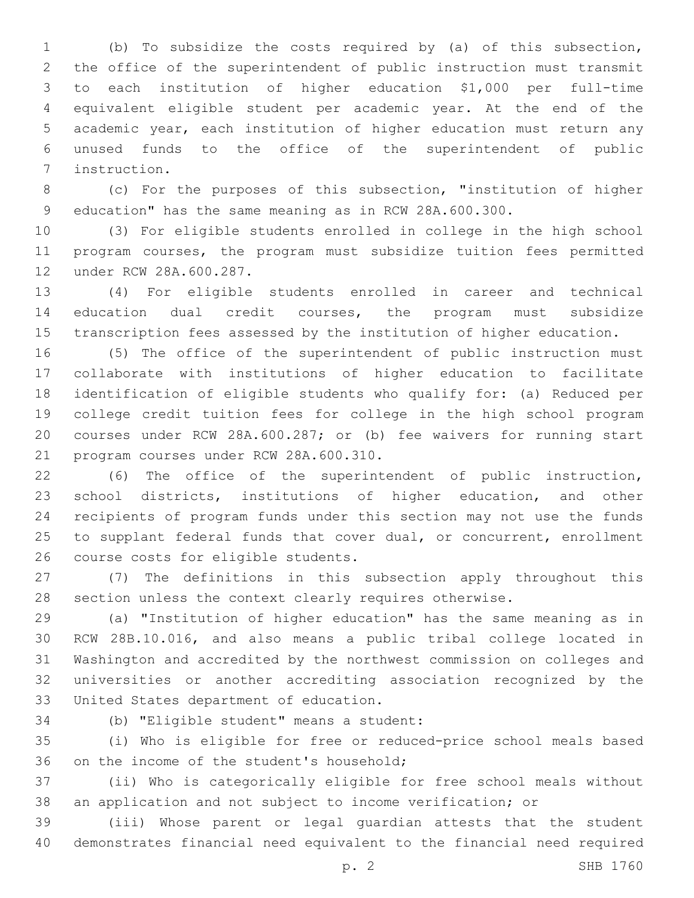(b) To subsidize the costs required by (a) of this subsection, the office of the superintendent of public instruction must transmit to each institution of higher education $1,000 per full-time equivalent eligible student per academic year. At the end of the academic year, each institution of higher education must return any unused funds to the office of the superintendent of public instruction.

(c) For the purposes of this subsection, "institution of higher education" has the same meaning as in RCW 28A.600.300.

(3) For eligible students enrolled in college in the high school program courses, the program must subsidize tuition fees permitted under RCW 28A.600.287.

(4) For eligible students enrolled in career and technical education dual credit courses, the program must subsidize transcription fees assessed by the institution of higher education.

(5) The office of the superintendent of public instruction must collaborate with institutions of higher education to facilitate identification of eligible students who qualify for: (a) Reduced per college credit tuition fees for college in the high school program courses under RCW 28A.600.287; or (b) fee waivers for running start program courses under RCW 28A.600.310.

(6) The office of the superintendent of public instruction, school districts, institutions of higher education, and other recipients of program funds under this section may not use the funds to supplant federal funds that cover dual, or concurrent, enrollment course costs for eligible students.

(7) The definitions in this subsection apply throughout this section unless the context clearly requires otherwise.

(a) "Institution of higher education" has the same meaning as in RCW 28B.10.016, and also means a public tribal college located in Washington and accredited by the northwest commission on colleges and universities or another accrediting association recognized by the United States department of education.

(b) "Eligible student" means a student:

(i) Who is eligible for free or reduced-price school meals based on the income of the student's household;

(ii) Who is categorically eligible for free school meals without an application and not subject to income verification; or

(iii) Whose parent or legal guardian attests that the student demonstrates financial need equivalent to the financial need required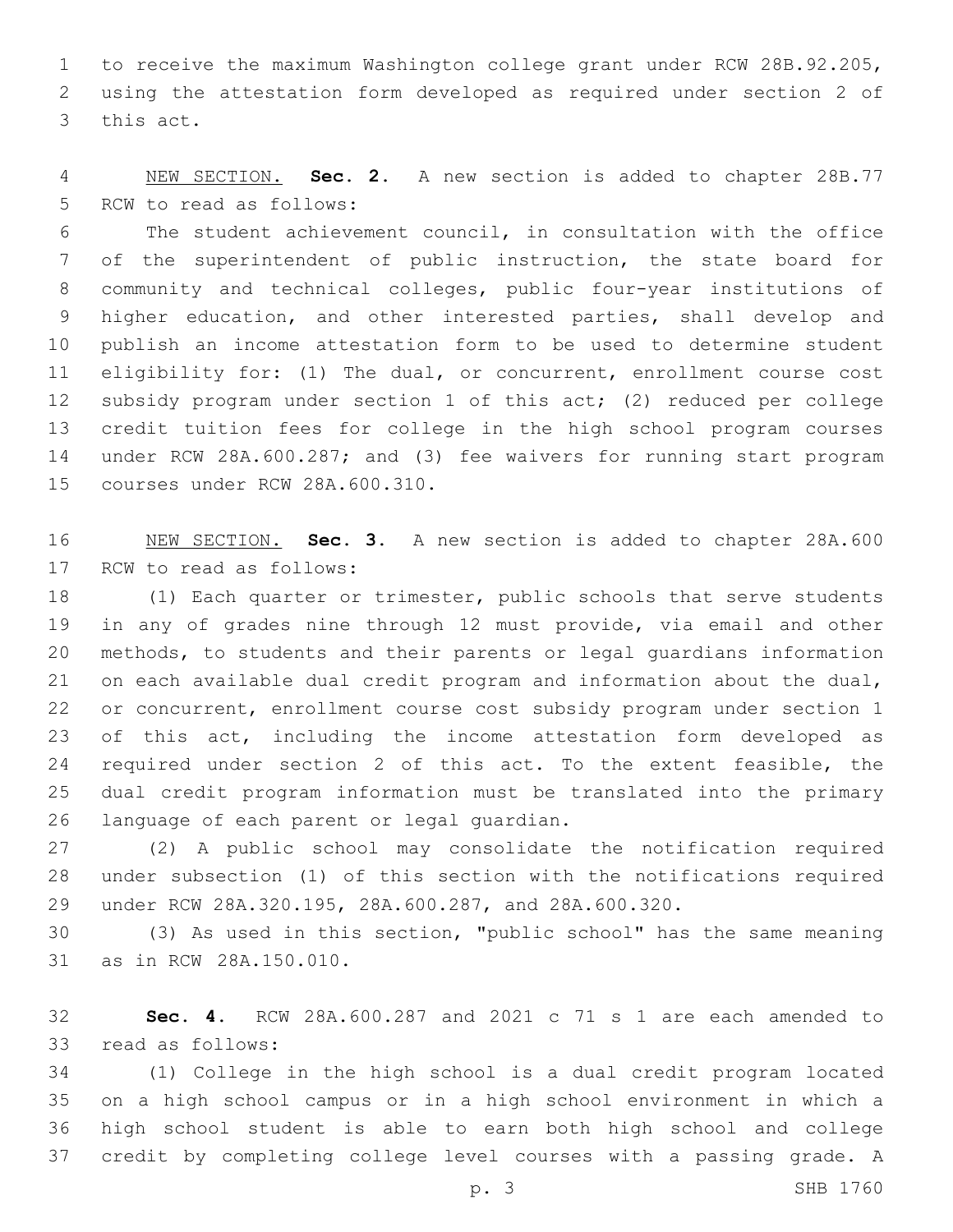to receive the maximum Washington college grant under RCW 28B.92.205, using the attestation form developed as required under section 2 of this act.

NEW SECTION. **Sec. 2.** A new section is added to chapter 28B.77 RCW to read as follows:

The student achievement council, in consultation with the office of the superintendent of public instruction, the state board for community and technical colleges, public four-year institutions of higher education, and other interested parties, shall develop and publish an income attestation form to be used to determine student eligibility for: (1) The dual, or concurrent, enrollment course cost subsidy program under section 1 of this act; (2) reduced per college credit tuition fees for college in the high school program courses under RCW 28A.600.287; and (3) fee waivers for running start program courses under RCW 28A.600.310.

NEW SECTION. **Sec. 3.** A new section is added to chapter 28A.600 RCW to read as follows:

(1) Each quarter or trimester, public schools that serve students in any of grades nine through 12 must provide, via email and other methods, to students and their parents or legal guardians information on each available dual credit program and information about the dual, or concurrent, enrollment course cost subsidy program under section 1 of this act, including the income attestation form developed as required under section 2 of this act. To the extent feasible, the dual credit program information must be translated into the primary language of each parent or legal guardian.

(2) A public school may consolidate the notification required under subsection (1) of this section with the notifications required under RCW 28A.320.195, 28A.600.287, and 28A.600.320.

(3) As used in this section, "public school" has the same meaning as in RCW 28A.150.010.

**Sec. 4.** RCW 28A.600.287 and 2021 c 71 s 1 are each amended to read as follows:

(1) College in the high school is a dual credit program located on a high school campus or in a high school environment in which a high school student is able to earn both high school and college credit by completing college level courses with a passing grade. A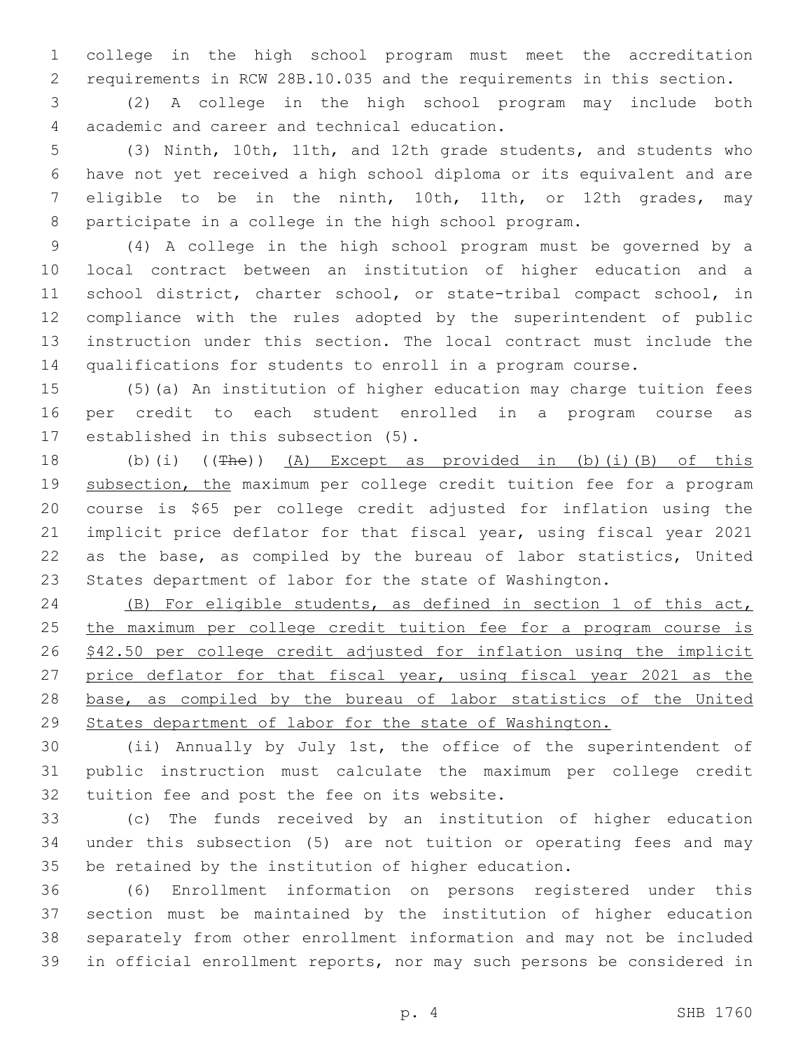college in the high school program must meet the accreditation requirements in RCW 28B.10.035 and the requirements in this section.

(2) A college in the high school program may include both academic and career and technical education.

(3) Ninth, 10th, 11th, and 12th grade students, and students who have not yet received a high school diploma or its equivalent and are eligible to be in the ninth, 10th, 11th, or 12th grades, may participate in a college in the high school program.

(4) A college in the high school program must be governed by a local contract between an institution of higher education and a school district, charter school, or state-tribal compact school, in compliance with the rules adopted by the superintendent of public instruction under this section. The local contract must include the qualifications for students to enroll in a program course.

(5)(a) An institution of higher education may charge tuition fees per credit to each student enrolled in a program course as established in this subsection (5).

(b)(i) ((~~The~~)) <u>(A) Except as provided in (b)(i)(B) of this subsection, the</u> maximum per college credit tuition fee for a program course is $65 per college credit adjusted for inflation using the implicit price deflator for that fiscal year, using fiscal year 2021 as the base, as compiled by the bureau of labor statistics, United States department of labor for the state of Washington.

<u>(B) For eligible students, as defined in section 1 of this act, the maximum per college credit tuition fee for a program course is $42.50 per college credit adjusted for inflation using the implicit price deflator for that fiscal year, using fiscal year 2021 as the base, as compiled by the bureau of labor statistics of the United States department of labor for the state of Washington.</u>

(ii) Annually by July 1st, the office of the superintendent of public instruction must calculate the maximum per college credit tuition fee and post the fee on its website.

(c) The funds received by an institution of higher education under this subsection (5) are not tuition or operating fees and may be retained by the institution of higher education.

(6) Enrollment information on persons registered under this section must be maintained by the institution of higher education separately from other enrollment information and may not be included in official enrollment reports, nor may such persons be considered in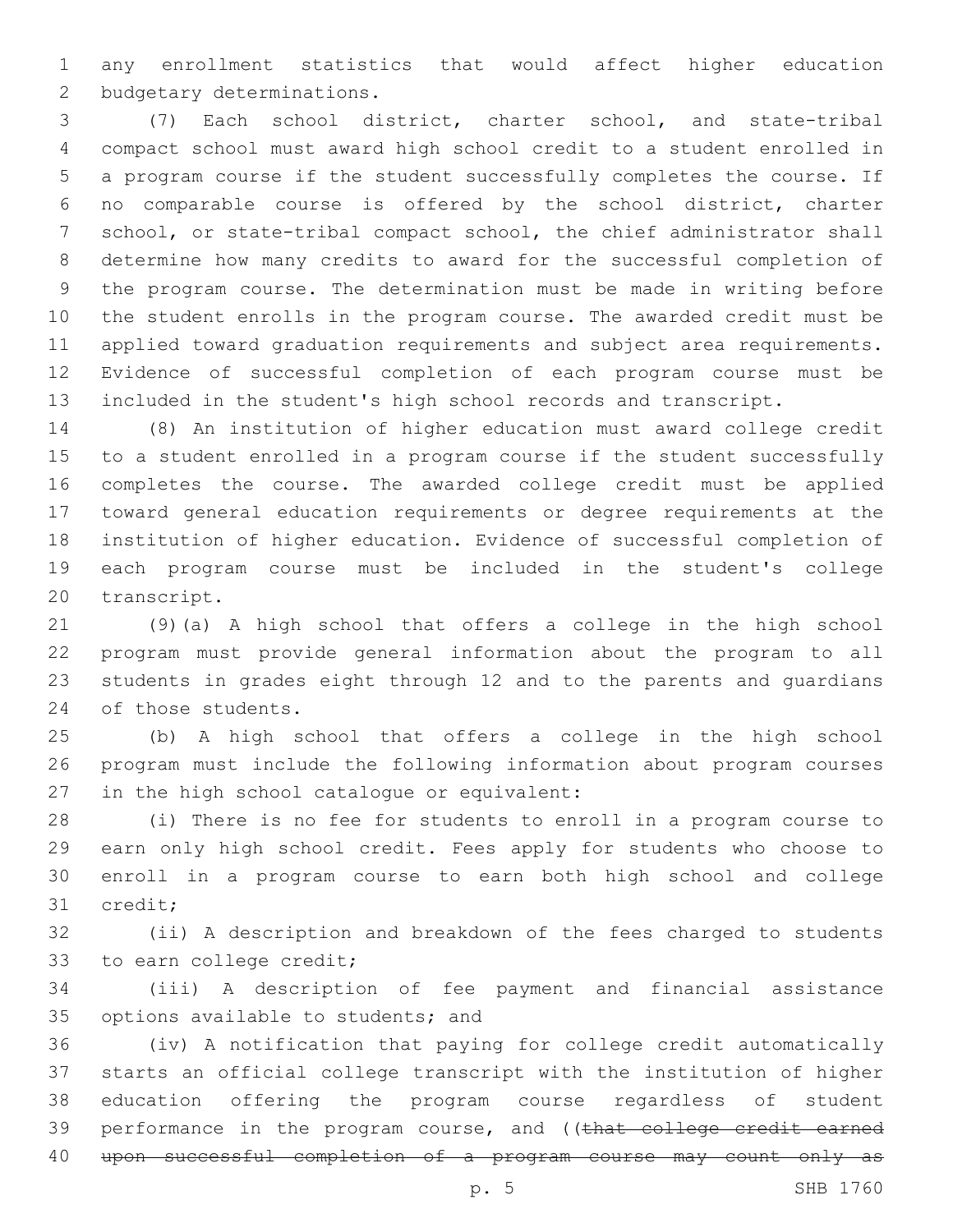any enrollment statistics that would affect higher education budgetary determinations.

(7) Each school district, charter school, and state-tribal compact school must award high school credit to a student enrolled in a program course if the student successfully completes the course. If no comparable course is offered by the school district, charter school, or state-tribal compact school, the chief administrator shall determine how many credits to award for the successful completion of the program course. The determination must be made in writing before the student enrolls in the program course. The awarded credit must be applied toward graduation requirements and subject area requirements. Evidence of successful completion of each program course must be included in the student's high school records and transcript.

(8) An institution of higher education must award college credit to a student enrolled in a program course if the student successfully completes the course. The awarded college credit must be applied toward general education requirements or degree requirements at the institution of higher education. Evidence of successful completion of each program course must be included in the student's college transcript.

(9)(a) A high school that offers a college in the high school program must provide general information about the program to all students in grades eight through 12 and to the parents and guardians of those students.

(b) A high school that offers a college in the high school program must include the following information about program courses in the high school catalogue or equivalent:

(i) There is no fee for students to enroll in a program course to earn only high school credit. Fees apply for students who choose to enroll in a program course to earn both high school and college credit;

(ii) A description and breakdown of the fees charged to students to earn college credit;

(iii) A description of fee payment and financial assistance options available to students; and

(iv) A notification that paying for college credit automatically starts an official college transcript with the institution of higher education offering the program course regardless of student performance in the program course, and ((~~that college credit earned upon successful completion of a program course may count only as~~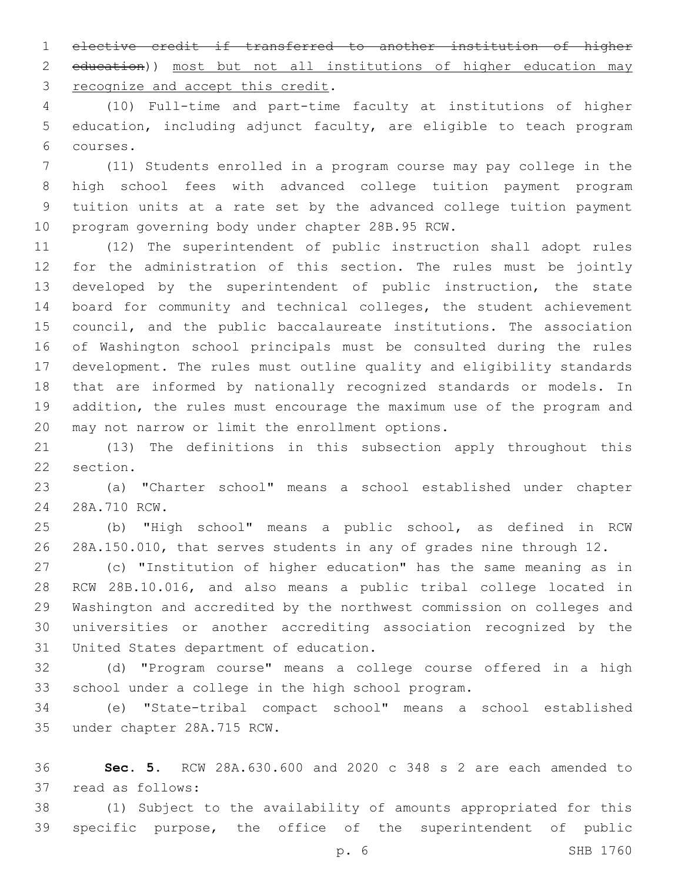~~elective credit if transferred to another institution of higher education~~)) <u>most but not all institutions of higher education may recognize and accept this credit</u>.

(10) Full-time and part-time faculty at institutions of higher education, including adjunct faculty, are eligible to teach program courses.

(11) Students enrolled in a program course may pay college in the high school fees with advanced college tuition payment program tuition units at a rate set by the advanced college tuition payment program governing body under chapter 28B.95 RCW.

(12) The superintendent of public instruction shall adopt rules for the administration of this section. The rules must be jointly developed by the superintendent of public instruction, the state board for community and technical colleges, the student achievement council, and the public baccalaureate institutions. The association of Washington school principals must be consulted during the rules development. The rules must outline quality and eligibility standards that are informed by nationally recognized standards or models. In addition, the rules must encourage the maximum use of the program and may not narrow or limit the enrollment options.

(13) The definitions in this subsection apply throughout this section.

(a) "Charter school" means a school established under chapter 28A.710 RCW.

(b) "High school" means a public school, as defined in RCW 28A.150.010, that serves students in any of grades nine through 12.

(c) "Institution of higher education" has the same meaning as in RCW 28B.10.016, and also means a public tribal college located in Washington and accredited by the northwest commission on colleges and universities or another accrediting association recognized by the United States department of education.

(d) "Program course" means a college course offered in a high school under a college in the high school program.

(e) "State-tribal compact school" means a school established under chapter 28A.715 RCW.

**Sec. 5.** RCW 28A.630.600 and 2020 c 348 s 2 are each amended to read as follows:

(1) Subject to the availability of amounts appropriated for this specific purpose, the office of the superintendent of public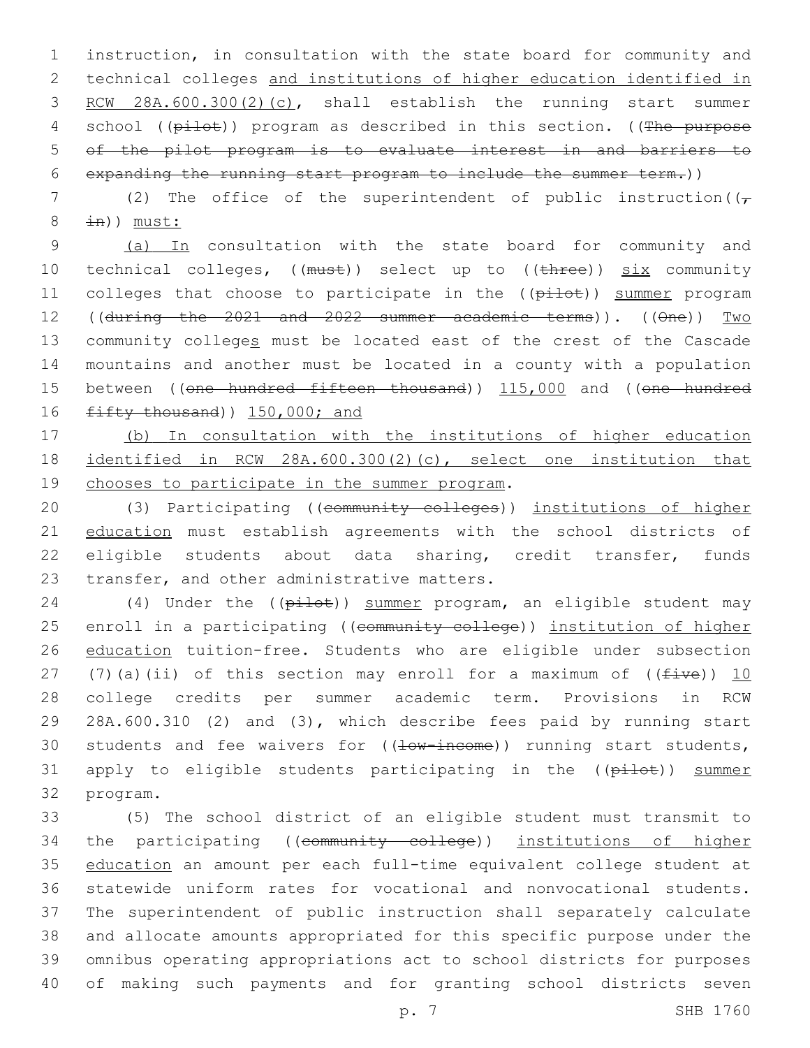instruction, in consultation with the state board for community and technical colleges and institutions of higher education identified in RCW 28A.600.300(2)(c), shall establish the running start summer school ((pilot)) program as described in this section. ((The purpose of the pilot program is to evaluate interest in and barriers to expanding the running start program to include the summer term.))

(2) The office of the superintendent of public instruction((, in)) must:

(a) In consultation with the state board for community and technical colleges, ((must)) select up to ((three)) six community colleges that choose to participate in the ((pilot)) summer program ((during the 2021 and 2022 summer academic terms)). ((One)) Two community colleges must be located east of the crest of the Cascade mountains and another must be located in a county with a population between ((one hundred fifteen thousand)) 115,000 and ((one hundred fifty thousand)) 150,000; and

(b) In consultation with the institutions of higher education identified in RCW 28A.600.300(2)(c), select one institution that chooses to participate in the summer program.

(3) Participating ((community colleges)) institutions of higher education must establish agreements with the school districts of eligible students about data sharing, credit transfer, funds transfer, and other administrative matters.

(4) Under the ((pilot)) summer program, an eligible student may enroll in a participating ((community college)) institution of higher education tuition-free. Students who are eligible under subsection (7)(a)(ii) of this section may enroll for a maximum of ((five)) 10 college credits per summer academic term. Provisions in RCW 28A.600.310 (2) and (3), which describe fees paid by running start students and fee waivers for ((low-income)) running start students, apply to eligible students participating in the ((pilot)) summer program.

(5) The school district of an eligible student must transmit to the participating ((community college)) institutions of higher education an amount per each full-time equivalent college student at statewide uniform rates for vocational and nonvocational students. The superintendent of public instruction shall separately calculate and allocate amounts appropriated for this specific purpose under the omnibus operating appropriations act to school districts for purposes of making such payments and for granting school districts seven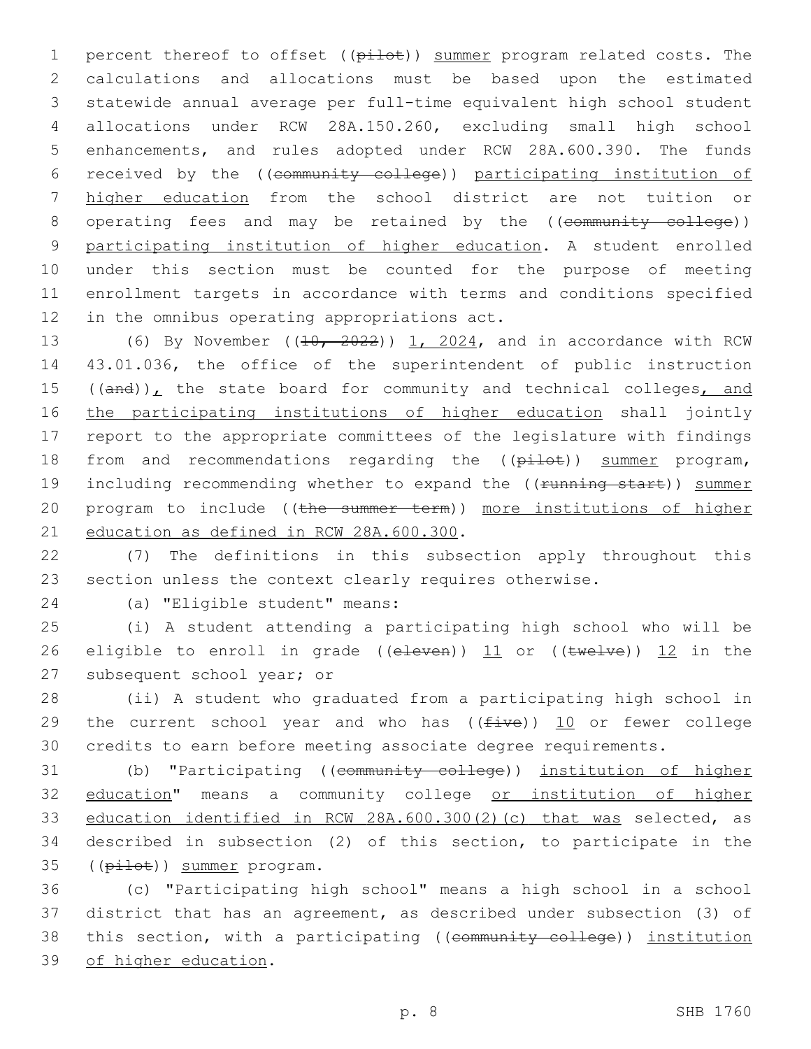percent thereof to offset ((~~pilot~~)) <u>summer</u> program related costs. The calculations and allocations must be based upon the estimated statewide annual average per full-time equivalent high school student allocations under RCW 28A.150.260, excluding small high school enhancements, and rules adopted under RCW 28A.600.390. The funds received by the ((~~community college~~)) <u>participating institution of higher education</u> from the school district are not tuition or operating fees and may be retained by the ((~~community college~~)) <u>participating institution of higher education</u>. A student enrolled under this section must be counted for the purpose of meeting enrollment targets in accordance with terms and conditions specified in the omnibus operating appropriations act.

(6) By November ((~~10, 2022~~)) <u>1, 2024</u>, and in accordance with RCW 43.01.036, the office of the superintendent of public instruction ((~~and~~))<u>,</u> the state board for community and technical colleges<u>, and the participating institutions of higher education</u> shall jointly report to the appropriate committees of the legislature with findings from and recommendations regarding the ((~~pilot~~)) <u>summer</u> program, including recommending whether to expand the ((~~running start~~)) <u>summer</u> program to include ((~~the summer term~~)) <u>more institutions of higher education as defined in RCW 28A.600.300</u>.

(7) The definitions in this subsection apply throughout this section unless the context clearly requires otherwise.

(a) "Eligible student" means:

(i) A student attending a participating high school who will be eligible to enroll in grade ((~~eleven~~)) <u>11</u> or ((~~twelve~~)) <u>12</u> in the subsequent school year; or

(ii) A student who graduated from a participating high school in the current school year and who has ((~~five~~)) <u>10</u> or fewer college credits to earn before meeting associate degree requirements.

(b) "Participating ((~~community college~~)) <u>institution of higher education</u>" means a community college <u>or institution of higher education identified in RCW 28A.600.300(2)(c) that was</u> selected, as described in subsection (2) of this section, to participate in the ((~~pilot~~)) <u>summer</u> program.

(c) "Participating high school" means a high school in a school district that has an agreement, as described under subsection (3) of this section, with a participating ((~~community college~~)) <u>institution of higher education</u>.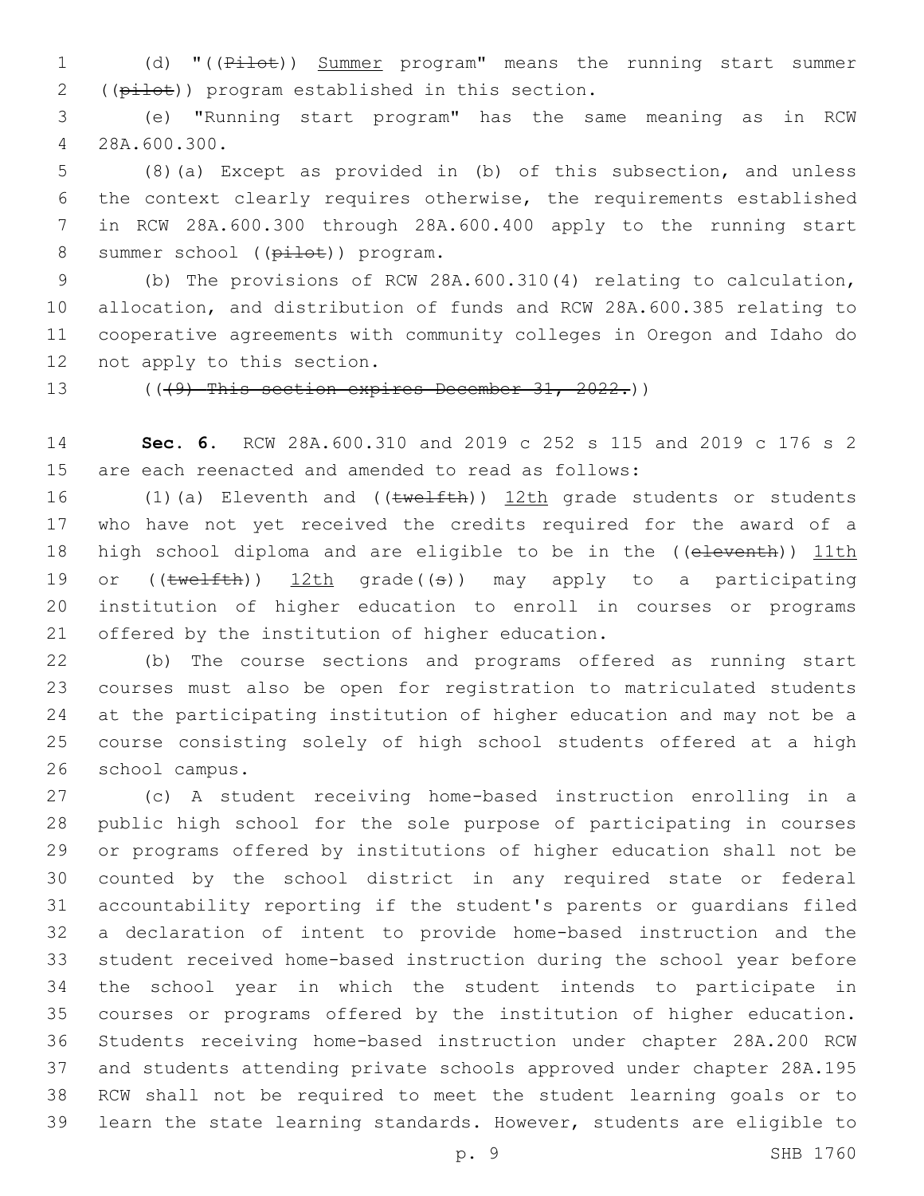(d) "((~~Pilot~~)) Summer program" means the running start summer ((~~pilot~~)) program established in this section.

(e) "Running start program" has the same meaning as in RCW 28A.600.300.

(8)(a) Except as provided in (b) of this subsection, and unless the context clearly requires otherwise, the requirements established in RCW 28A.600.300 through 28A.600.400 apply to the running start summer school ((~~pilot~~)) program.

(b) The provisions of RCW 28A.600.310(4) relating to calculation, allocation, and distribution of funds and RCW 28A.600.385 relating to cooperative agreements with community colleges in Oregon and Idaho do not apply to this section.

((~~(9) This section expires December 31, 2022.~~))

**Sec. 6.** RCW 28A.600.310 and 2019 c 252 s 115 and 2019 c 176 s 2 are each reenacted and amended to read as follows:

(1)(a) Eleventh and ((~~twelfth~~)) 12th grade students or students who have not yet received the credits required for the award of a high school diploma and are eligible to be in the ((~~eleventh~~)) 11th or ((~~twelfth~~)) 12th grade((~~s~~)) may apply to a participating institution of higher education to enroll in courses or programs offered by the institution of higher education.

(b) The course sections and programs offered as running start courses must also be open for registration to matriculated students at the participating institution of higher education and may not be a course consisting solely of high school students offered at a high school campus.

(c) A student receiving home-based instruction enrolling in a public high school for the sole purpose of participating in courses or programs offered by institutions of higher education shall not be counted by the school district in any required state or federal accountability reporting if the student's parents or guardians filed a declaration of intent to provide home-based instruction and the student received home-based instruction during the school year before the school year in which the student intends to participate in courses or programs offered by the institution of higher education. Students receiving home-based instruction under chapter 28A.200 RCW and students attending private schools approved under chapter 28A.195 RCW shall not be required to meet the student learning goals or to learn the state learning standards. However, students are eligible to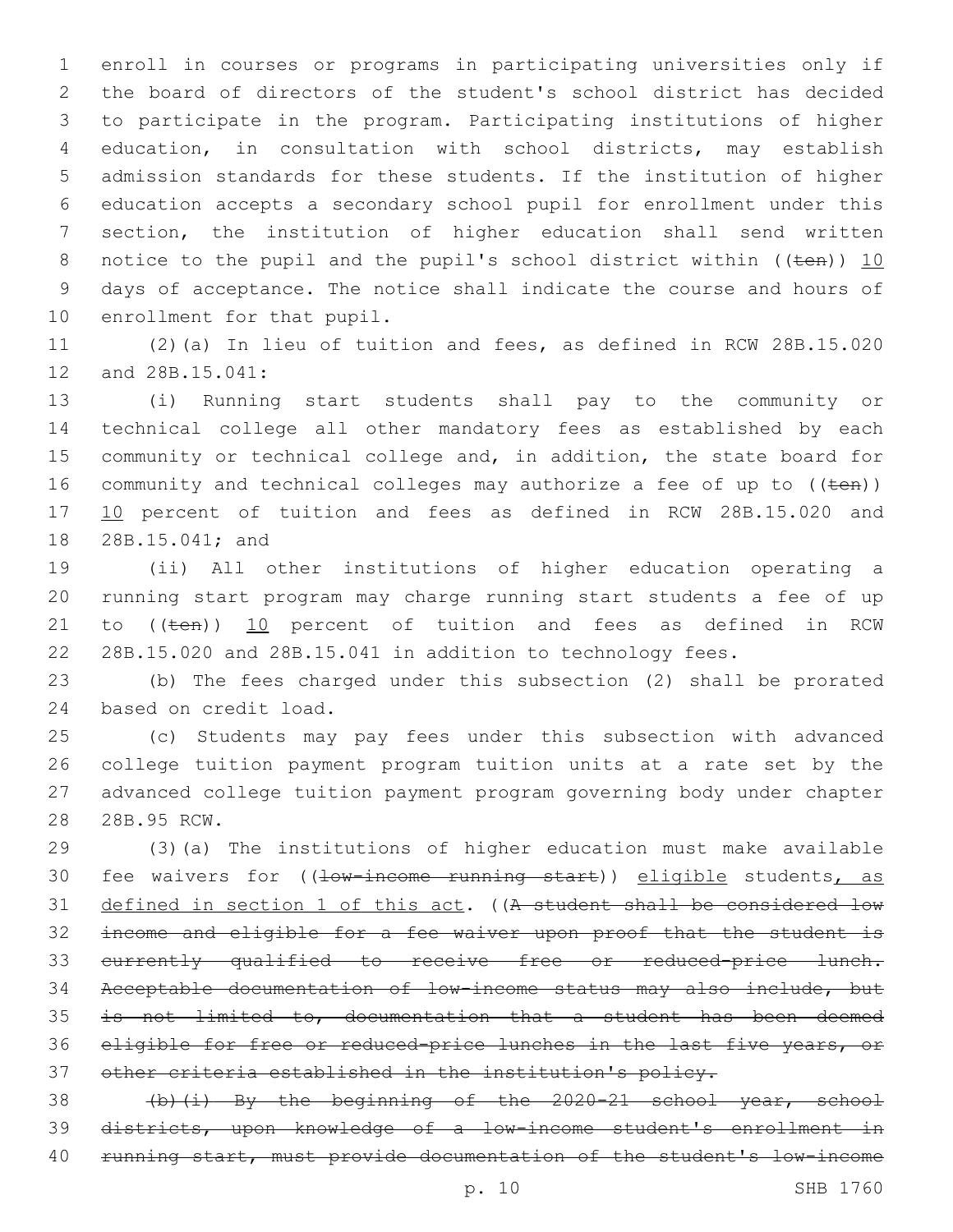enroll in courses or programs in participating universities only if the board of directors of the student's school district has decided to participate in the program. Participating institutions of higher education, in consultation with school districts, may establish admission standards for these students. If the institution of higher education accepts a secondary school pupil for enrollment under this section, the institution of higher education shall send written notice to the pupil and the pupil's school district within ((~~ten~~)) 10 days of acceptance. The notice shall indicate the course and hours of enrollment for that pupil.

(2)(a) In lieu of tuition and fees, as defined in RCW 28B.15.020 and 28B.15.041:

(i) Running start students shall pay to the community or technical college all other mandatory fees as established by each community or technical college and, in addition, the state board for community and technical colleges may authorize a fee of up to ((~~ten~~)) 10 percent of tuition and fees as defined in RCW 28B.15.020 and 28B.15.041; and

(ii) All other institutions of higher education operating a running start program may charge running start students a fee of up to ((~~ten~~)) 10 percent of tuition and fees as defined in RCW 28B.15.020 and 28B.15.041 in addition to technology fees.

(b) The fees charged under this subsection (2) shall be prorated based on credit load.

(c) Students may pay fees under this subsection with advanced college tuition payment program tuition units at a rate set by the advanced college tuition payment program governing body under chapter 28B.95 RCW.

(3)(a) The institutions of higher education must make available fee waivers for ((~~low-income running start~~)) eligible students, as defined in section 1 of this act. ((~~A student shall be considered low income and eligible for a fee waiver upon proof that the student is currently qualified to receive free or reduced-price lunch. Acceptable documentation of low-income status may also include, but is not limited to, documentation that a student has been deemed eligible for free or reduced-price lunches in the last five years, or other criteria established in the institution's policy.~~

~~(b)(i) By the beginning of the 2020-21 school year, school districts, upon knowledge of a low-income student's enrollment in running start, must provide documentation of the student's low-income~~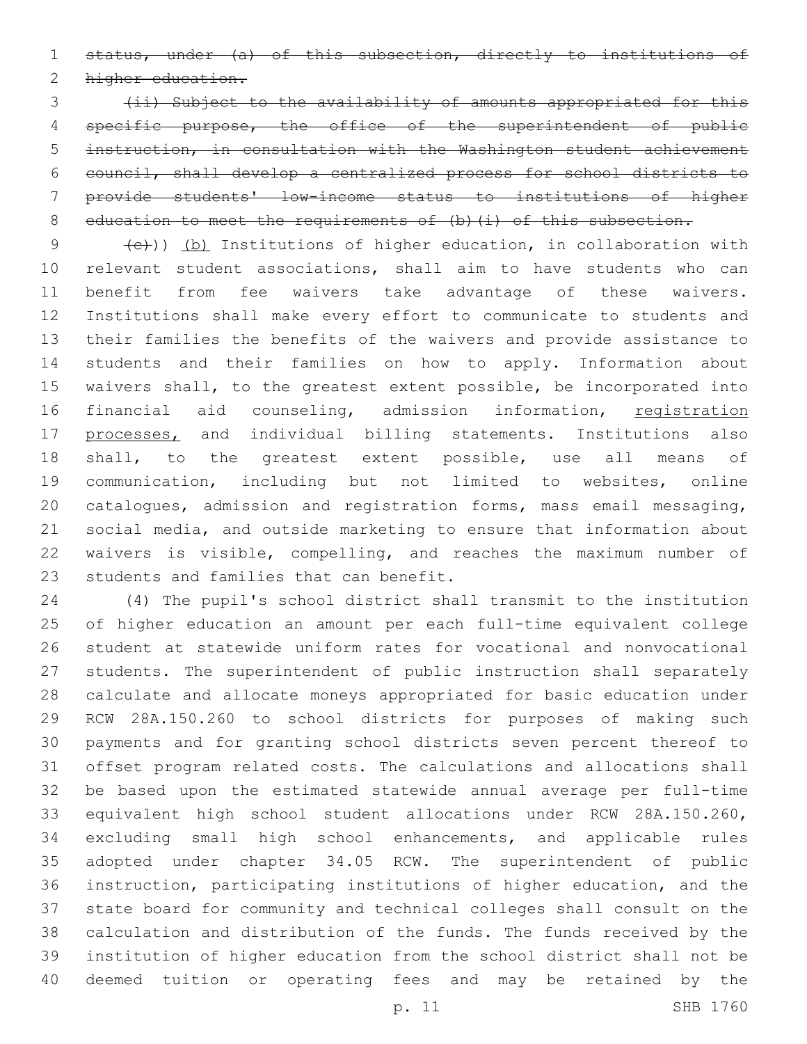~~status, under (a) of this subsection, directly to institutions of higher education.~~

~~(ii) Subject to the availability of amounts appropriated for this specific purpose, the office of the superintendent of public instruction, in consultation with the Washington student achievement council, shall develop a centralized process for school districts to provide students' low-income status to institutions of higher education to meet the requirements of (b)(i) of this subsection.~~

~~(c)~~)) <u>(b)</u> Institutions of higher education, in collaboration with relevant student associations, shall aim to have students who can benefit from fee waivers take advantage of these waivers. Institutions shall make every effort to communicate to students and their families the benefits of the waivers and provide assistance to students and their families on how to apply. Information about waivers shall, to the greatest extent possible, be incorporated into financial aid counseling, admission information, <u>registration processes,</u> and individual billing statements. Institutions also shall, to the greatest extent possible, use all means of communication, including but not limited to websites, online catalogues, admission and registration forms, mass email messaging, social media, and outside marketing to ensure that information about waivers is visible, compelling, and reaches the maximum number of students and families that can benefit.

(4) The pupil's school district shall transmit to the institution of higher education an amount per each full-time equivalent college student at statewide uniform rates for vocational and nonvocational students. The superintendent of public instruction shall separately calculate and allocate moneys appropriated for basic education under RCW 28A.150.260 to school districts for purposes of making such payments and for granting school districts seven percent thereof to offset program related costs. The calculations and allocations shall be based upon the estimated statewide annual average per full-time equivalent high school student allocations under RCW 28A.150.260, excluding small high school enhancements, and applicable rules adopted under chapter 34.05 RCW. The superintendent of public instruction, participating institutions of higher education, and the state board for community and technical colleges shall consult on the calculation and distribution of the funds. The funds received by the institution of higher education from the school district shall not be deemed tuition or operating fees and may be retained by the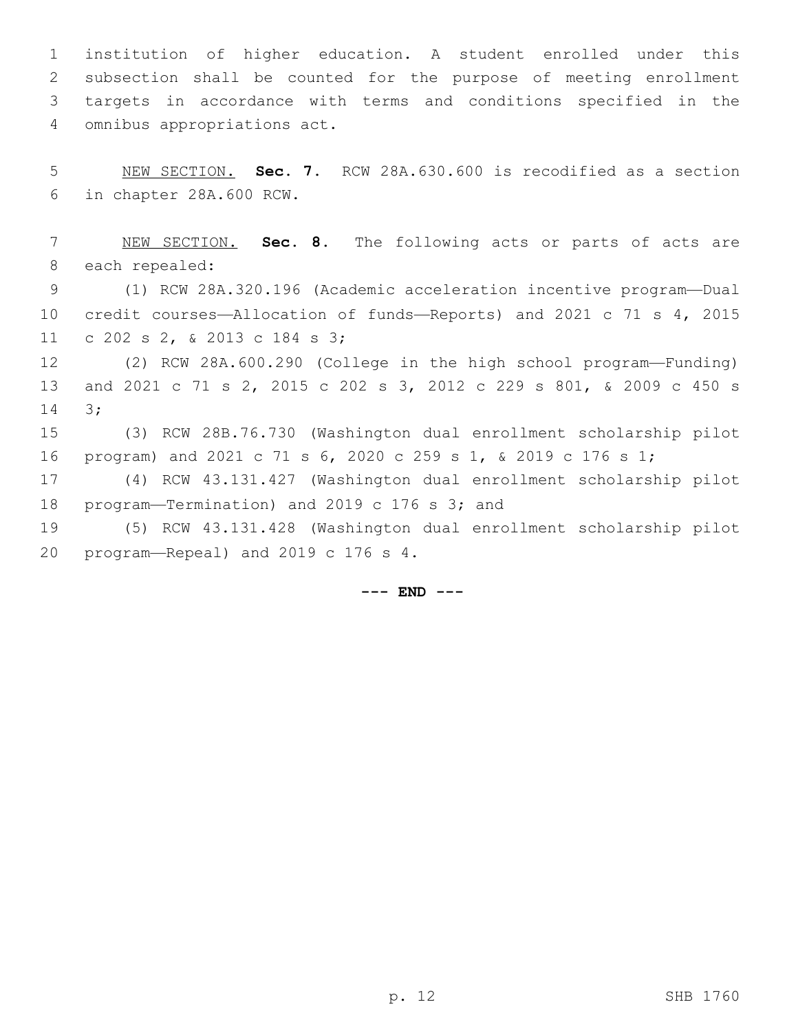institution of higher education. A student enrolled under this subsection shall be counted for the purpose of meeting enrollment targets in accordance with terms and conditions specified in the omnibus appropriations act.

NEW SECTION. **Sec. 7.** RCW 28A.630.600 is recodified as a section in chapter 28A.600 RCW.

NEW SECTION. **Sec. 8.** The following acts or parts of acts are each repealed:

(1) RCW 28A.320.196 (Academic acceleration incentive program—Dual credit courses—Allocation of funds—Reports) and 2021 c 71 s 4, 2015 c 202 s 2, & 2013 c 184 s 3;

(2) RCW 28A.600.290 (College in the high school program—Funding) and 2021 c 71 s 2, 2015 c 202 s 3, 2012 c 229 s 801, & 2009 c 450 s 3;

(3) RCW 28B.76.730 (Washington dual enrollment scholarship pilot program) and 2021 c 71 s 6, 2020 c 259 s 1, & 2019 c 176 s 1;

(4) RCW 43.131.427 (Washington dual enrollment scholarship pilot program—Termination) and 2019 c 176 s 3; and

(5) RCW 43.131.428 (Washington dual enrollment scholarship pilot program—Repeal) and 2019 c 176 s 4.

**--- END ---**